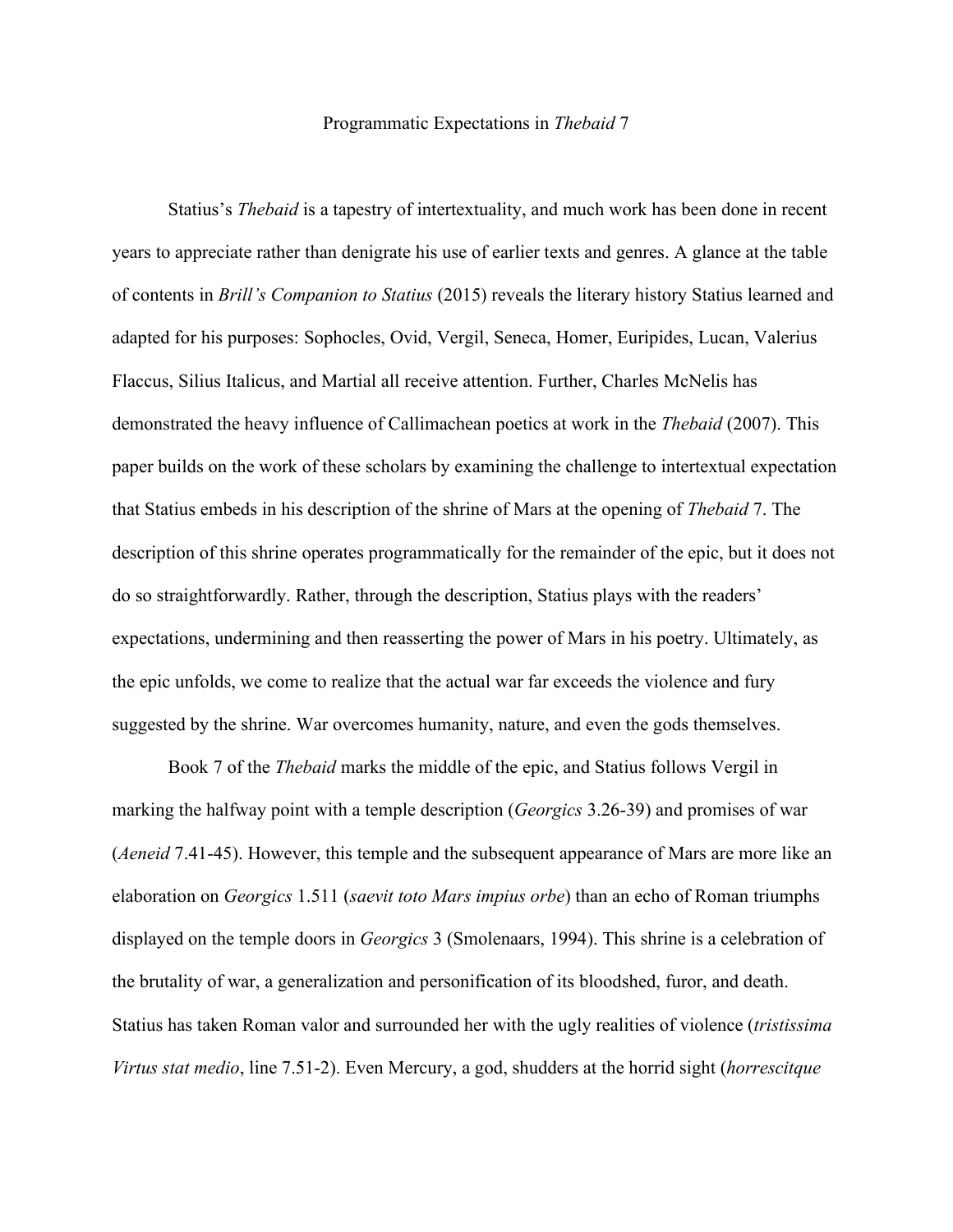# Programmatic Expectations in *Thebaid* 7

Statius's *Thebaid* is a tapestry of intertextuality, and much work has been done in recent years to appreciate rather than denigrate his use of earlier texts and genres. A glance at the table of contents in *Brill's Companion to Statius* (2015) reveals the literary history Statius learned and adapted for his purposes: Sophocles, Ovid, Vergil, Seneca, Homer, Euripides, Lucan, Valerius Flaccus, Silius Italicus, and Martial all receive attention. Further, Charles McNelis has demonstrated the heavy influence of Callimachean poetics at work in the *Thebaid* (2007). This paper builds on the work of these scholars by examining the challenge to intertextual expectation that Statius embeds in his description of the shrine of Mars at the opening of *Thebaid* 7. The description of this shrine operates programmatically for the remainder of the epic, but it does not do so straightforwardly. Rather, through the description, Statius plays with the readers' expectations, undermining and then reasserting the power of Mars in his poetry. Ultimately, as the epic unfolds, we come to realize that the actual war far exceeds the violence and fury suggested by the shrine. War overcomes humanity, nature, and even the gods themselves.

Book 7 of the *Thebaid* marks the middle of the epic, and Statius follows Vergil in marking the halfway point with a temple description (*Georgics* 3.26-39) and promises of war (*Aeneid* 7.41-45). However, this temple and the subsequent appearance of Mars are more like an elaboration on *Georgics* 1.511 (*saevit toto Mars impius orbe*) than an echo of Roman triumphs displayed on the temple doors in *Georgics* 3 (Smolenaars, 1994). This shrine is a celebration of the brutality of war, a generalization and personification of its bloodshed, furor, and death. Statius has taken Roman valor and surrounded her with the ugly realities of violence (*tristissima Virtus stat medio*, line 7.51-2). Even Mercury, a god, shudders at the horrid sight (*horrescitque*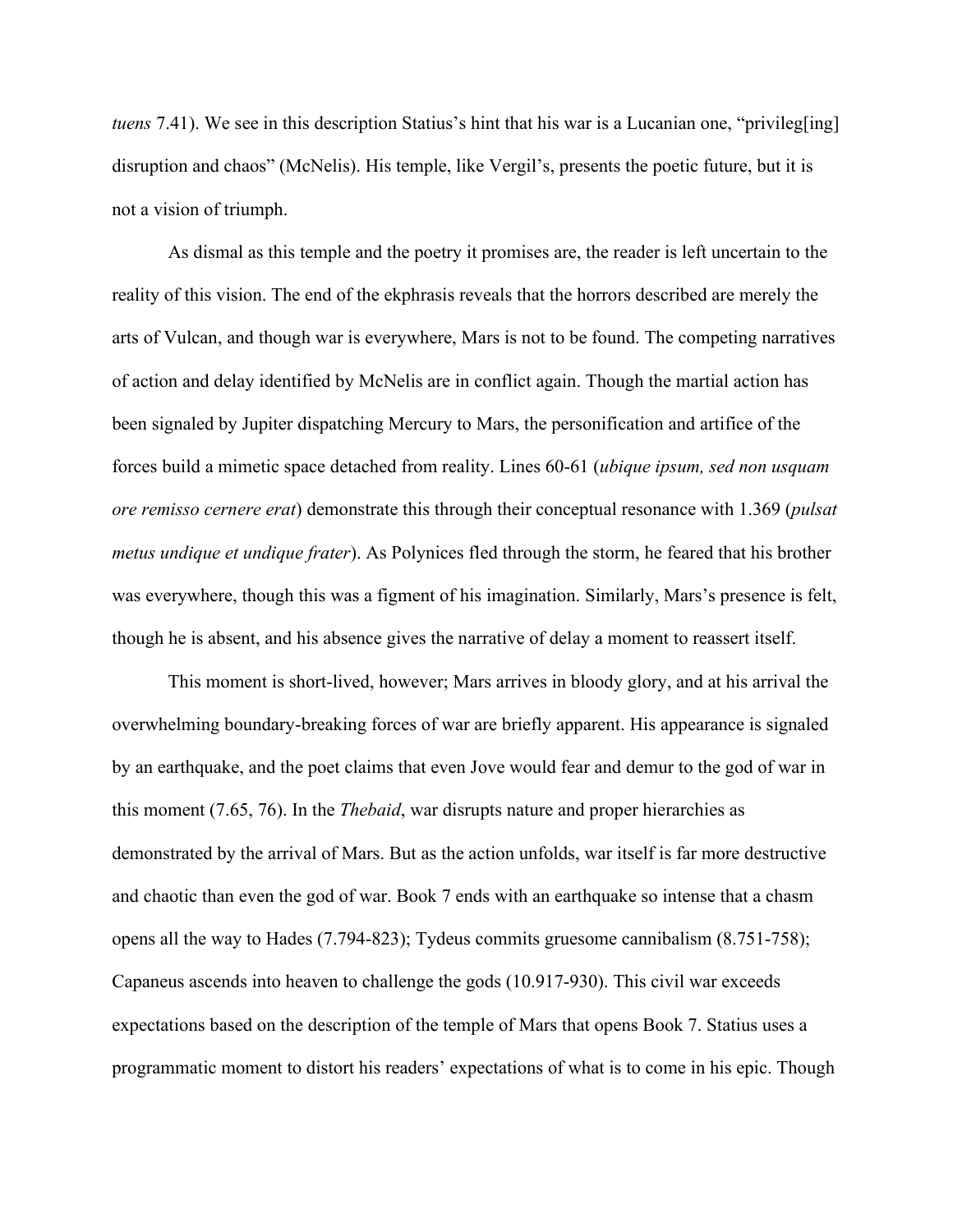*tuens* 7.41). We see in this description Statius's hint that his war is a Lucanian one, "privileg[ing] disruption and chaos" (McNelis). His temple, like Vergil's, presents the poetic future, but it is not a vision of triumph.

As dismal as this temple and the poetry it promises are, the reader is left uncertain to the reality of this vision. The end of the ekphrasis reveals that the horrors described are merely the arts of Vulcan, and though war is everywhere, Mars is not to be found. The competing narratives of action and delay identified by McNelis are in conflict again. Though the martial action has been signaled by Jupiter dispatching Mercury to Mars, the personification and artifice of the forces build a mimetic space detached from reality. Lines 60-61 (*ubique ipsum, sed non usquam ore remisso cernere erat*) demonstrate this through their conceptual resonance with 1.369 (*pulsat metus undique et undique frater*). As Polynices fled through the storm, he feared that his brother was everywhere, though this was a figment of his imagination. Similarly, Mars's presence is felt, though he is absent, and his absence gives the narrative of delay a moment to reassert itself.

This moment is short-lived, however; Mars arrives in bloody glory, and at his arrival the overwhelming boundary-breaking forces of war are briefly apparent. His appearance is signaled by an earthquake, and the poet claims that even Jove would fear and demur to the god of war in this moment (7.65, 76). In the *Thebaid*, war disrupts nature and proper hierarchies as demonstrated by the arrival of Mars. But as the action unfolds, war itself is far more destructive and chaotic than even the god of war. Book 7 ends with an earthquake so intense that a chasm opens all the way to Hades (7.794-823); Tydeus commits gruesome cannibalism (8.751-758); Capaneus ascends into heaven to challenge the gods (10.917-930). This civil war exceeds expectations based on the description of the temple of Mars that opens Book 7. Statius uses a programmatic moment to distort his readers' expectations of what is to come in his epic. Though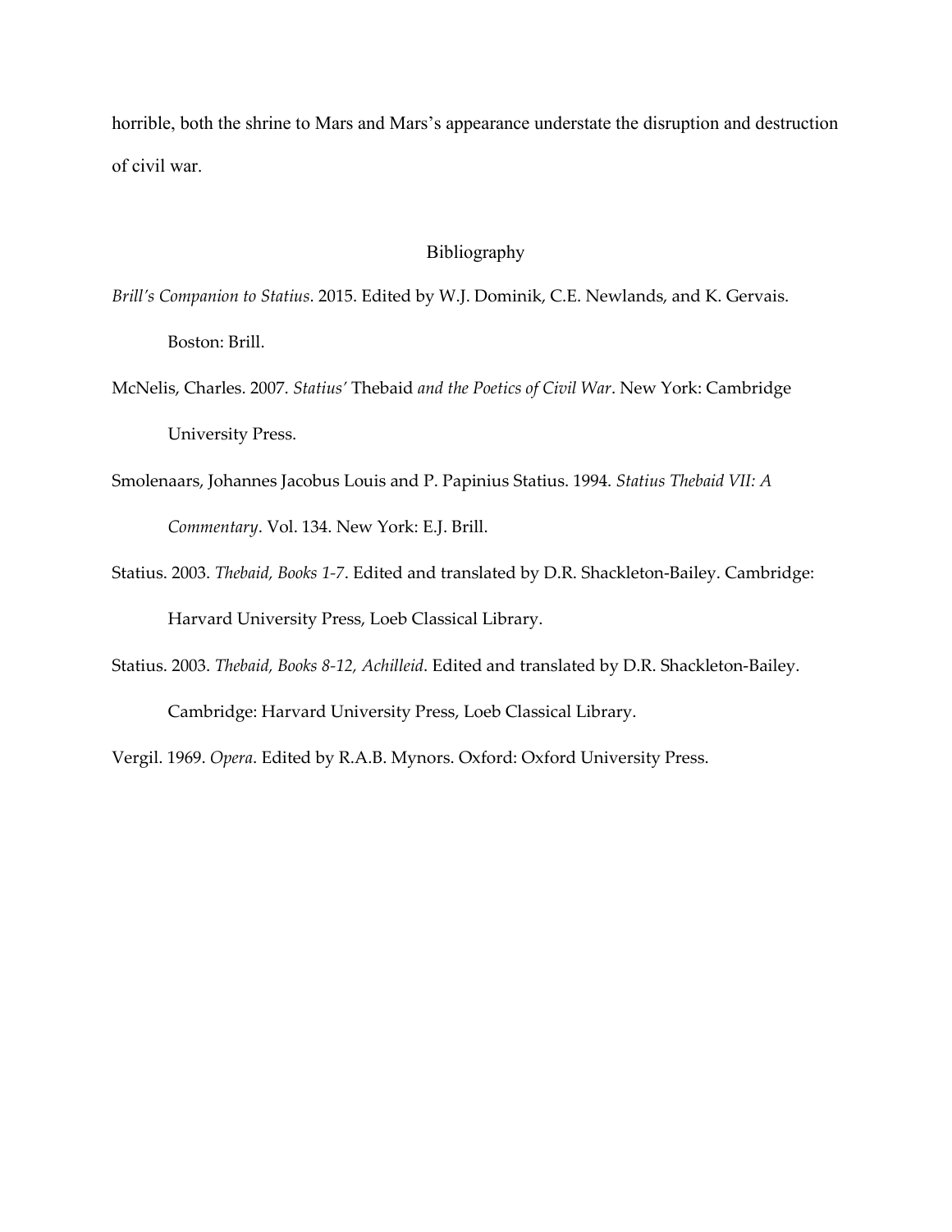horrible, both the shrine to Mars and Mars's appearance understate the disruption and destruction of civil war.

## Bibliography

*Brill's Companion to Statius*. 2015. Edited by W.J. Dominik, C.E. Newlands, and K. Gervais. Boston: Brill.

McNelis, Charles. 2007. *Statius'* Thebaid *and the Poetics of Civil War*. New York: Cambridge University Press.

Smolenaars, Johannes Jacobus Louis and P. Papinius Statius. 1994. *Statius Thebaid VII: A Commentary*. Vol. 134. New York: E.J. Brill.

Statius. 2003. *Thebaid, Books 1-7*. Edited and translated by D.R. Shackleton-Bailey. Cambridge: Harvard University Press, Loeb Classical Library.

Statius. 2003. *Thebaid, Books 8-12, Achilleid*. Edited and translated by D.R. Shackleton-Bailey. Cambridge: Harvard University Press, Loeb Classical Library.

Vergil. 1969. *Opera*. Edited by R.A.B. Mynors. Oxford: Oxford University Press.